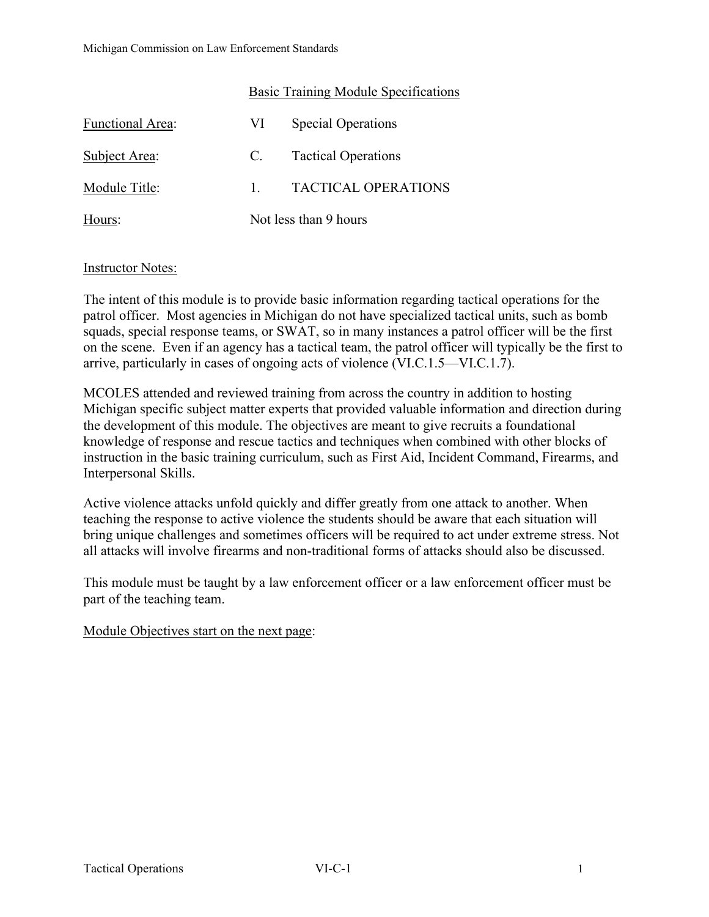## Basic Training Module Specifications

| | | |
|---|---|---|
| Functional Area: | VI | Special Operations |
| Subject Area: | C. | Tactical Operations |
| Module Title: | 1. | TACTICAL OPERATIONS |
| Hours: | Not less than 9 hours | |

Instructor Notes:

The intent of this module is to provide basic information regarding tactical operations for the patrol officer. Most agencies in Michigan do not have specialized tactical units, such as bomb squads, special response teams, or SWAT, so in many instances a patrol officer will be the first on the scene. Even if an agency has a tactical team, the patrol officer will typically be the first to arrive, particularly in cases of ongoing acts of violence (VI.C.1.5—VI.C.1.7).

MCOLES attended and reviewed training from across the country in addition to hosting Michigan specific subject matter experts that provided valuable information and direction during the development of this module. The objectives are meant to give recruits a foundational knowledge of response and rescue tactics and techniques when combined with other blocks of instruction in the basic training curriculum, such as First Aid, Incident Command, Firearms, and Interpersonal Skills.

Active violence attacks unfold quickly and differ greatly from one attack to another. When teaching the response to active violence the students should be aware that each situation will bring unique challenges and sometimes officers will be required to act under extreme stress. Not all attacks will involve firearms and non-traditional forms of attacks should also be discussed.

This module must be taught by a law enforcement officer or a law enforcement officer must be part of the teaching team.

Module Objectives start on the next page: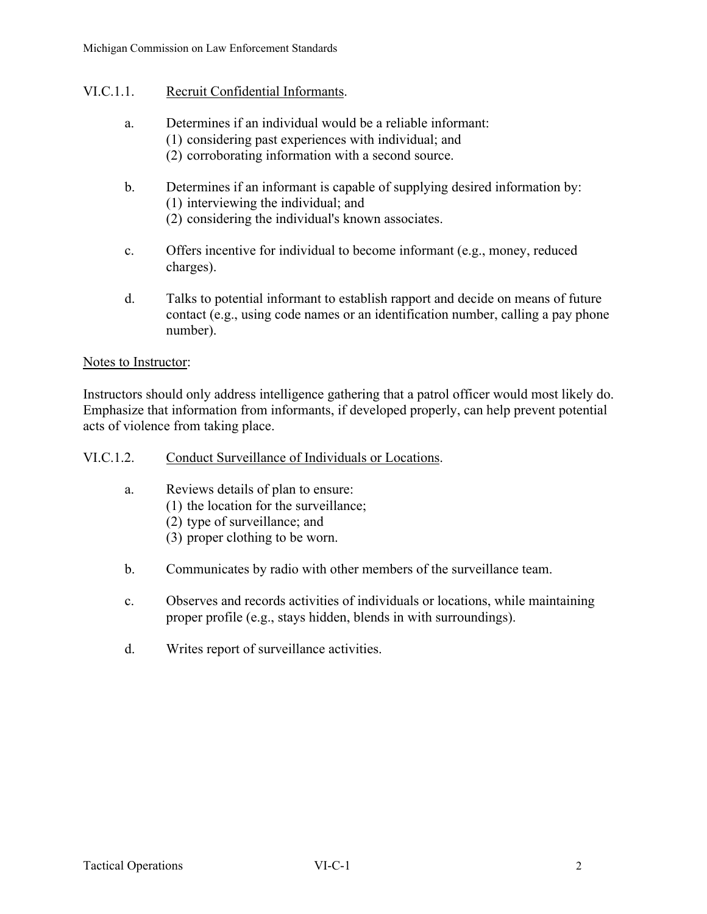VI.C.1.1. Recruit Confidential Informants.

a. Determines if an individual would be a reliable informant:
   (1) considering past experiences with individual; and
   (2) corroborating information with a second source.

b. Determines if an informant is capable of supplying desired information by:
   (1) interviewing the individual; and
   (2) considering the individual's known associates.

c. Offers incentive for individual to become informant (e.g., money, reduced charges).

d. Talks to potential informant to establish rapport and decide on means of future contact (e.g., using code names or an identification number, calling a pay phone number).

Notes to Instructor:

Instructors should only address intelligence gathering that a patrol officer would most likely do. Emphasize that information from informants, if developed properly, can help prevent potential acts of violence from taking place.

VI.C.1.2. Conduct Surveillance of Individuals or Locations.

a. Reviews details of plan to ensure:
   (1) the location for the surveillance;
   (2) type of surveillance; and
   (3) proper clothing to be worn.

b. Communicates by radio with other members of the surveillance team.

c. Observes and records activities of individuals or locations, while maintaining proper profile (e.g., stays hidden, blends in with surroundings).

d. Writes report of surveillance activities.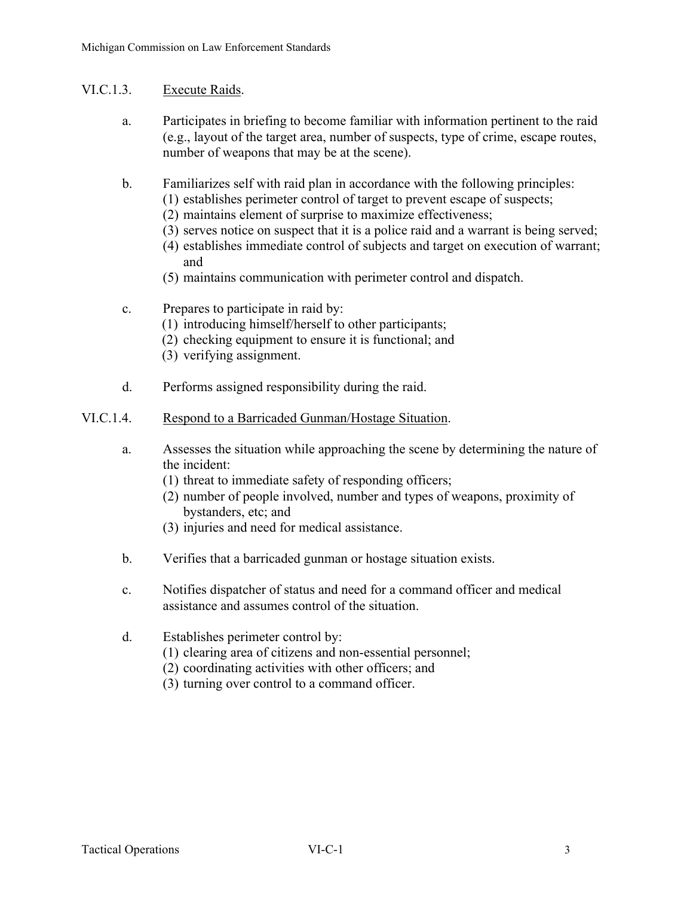VI.C.1.3. Execute Raids.

a. Participates in briefing to become familiar with information pertinent to the raid (e.g., layout of the target area, number of suspects, type of crime, escape routes, number of weapons that may be at the scene).

b. Familiarizes self with raid plan in accordance with the following principles:
   (1) establishes perimeter control of target to prevent escape of suspects;
   (2) maintains element of surprise to maximize effectiveness;
   (3) serves notice on suspect that it is a police raid and a warrant is being served;
   (4) establishes immediate control of subjects and target on execution of warrant; and
   (5) maintains communication with perimeter control and dispatch.

c. Prepares to participate in raid by:
   (1) introducing himself/herself to other participants;
   (2) checking equipment to ensure it is functional; and
   (3) verifying assignment.

d. Performs assigned responsibility during the raid.

VI.C.1.4. Respond to a Barricaded Gunman/Hostage Situation.

a. Assesses the situation while approaching the scene by determining the nature of the incident:
   (1) threat to immediate safety of responding officers;
   (2) number of people involved, number and types of weapons, proximity of bystanders, etc; and
   (3) injuries and need for medical assistance.

b. Verifies that a barricaded gunman or hostage situation exists.

c. Notifies dispatcher of status and need for a command officer and medical assistance and assumes control of the situation.

d. Establishes perimeter control by:
   (1) clearing area of citizens and non-essential personnel;
   (2) coordinating activities with other officers; and
   (3) turning over control to a command officer.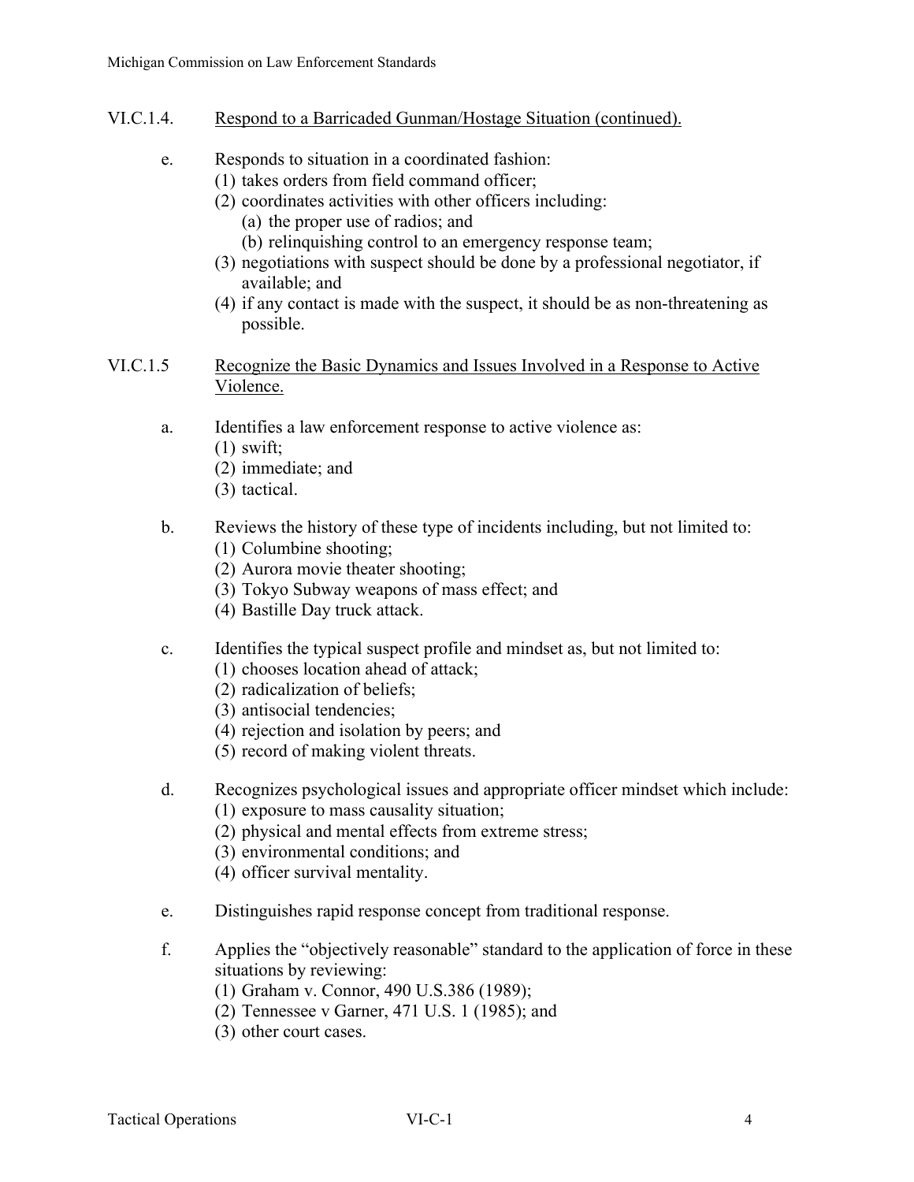## VI.C.1.4. Respond to a Barricaded Gunman/Hostage Situation (continued).

e. Responds to situation in a coordinated fashion:
   (1) takes orders from field command officer;
   (2) coordinates activities with other officers including:
      (a) the proper use of radios; and
      (b) relinquishing control to an emergency response team;
   (3) negotiations with suspect should be done by a professional negotiator, if available; and
   (4) if any contact is made with the suspect, it should be as non-threatening as possible.

## VI.C.1.5 Recognize the Basic Dynamics and Issues Involved in a Response to Active Violence.

a. Identifies a law enforcement response to active violence as:
   (1) swift;
   (2) immediate; and
   (3) tactical.

b. Reviews the history of these type of incidents including, but not limited to:
   (1) Columbine shooting;
   (2) Aurora movie theater shooting;
   (3) Tokyo Subway weapons of mass effect; and
   (4) Bastille Day truck attack.

c. Identifies the typical suspect profile and mindset as, but not limited to:
   (1) chooses location ahead of attack;
   (2) radicalization of beliefs;
   (3) antisocial tendencies;
   (4) rejection and isolation by peers; and
   (5) record of making violent threats.

d. Recognizes psychological issues and appropriate officer mindset which include:
   (1) exposure to mass causality situation;
   (2) physical and mental effects from extreme stress;
   (3) environmental conditions; and
   (4) officer survival mentality.

e. Distinguishes rapid response concept from traditional response.

f. Applies the "objectively reasonable" standard to the application of force in these situations by reviewing:
   (1) Graham v. Connor, 490 U.S.386 (1989);
   (2) Tennessee v Garner, 471 U.S. 1 (1985); and
   (3) other court cases.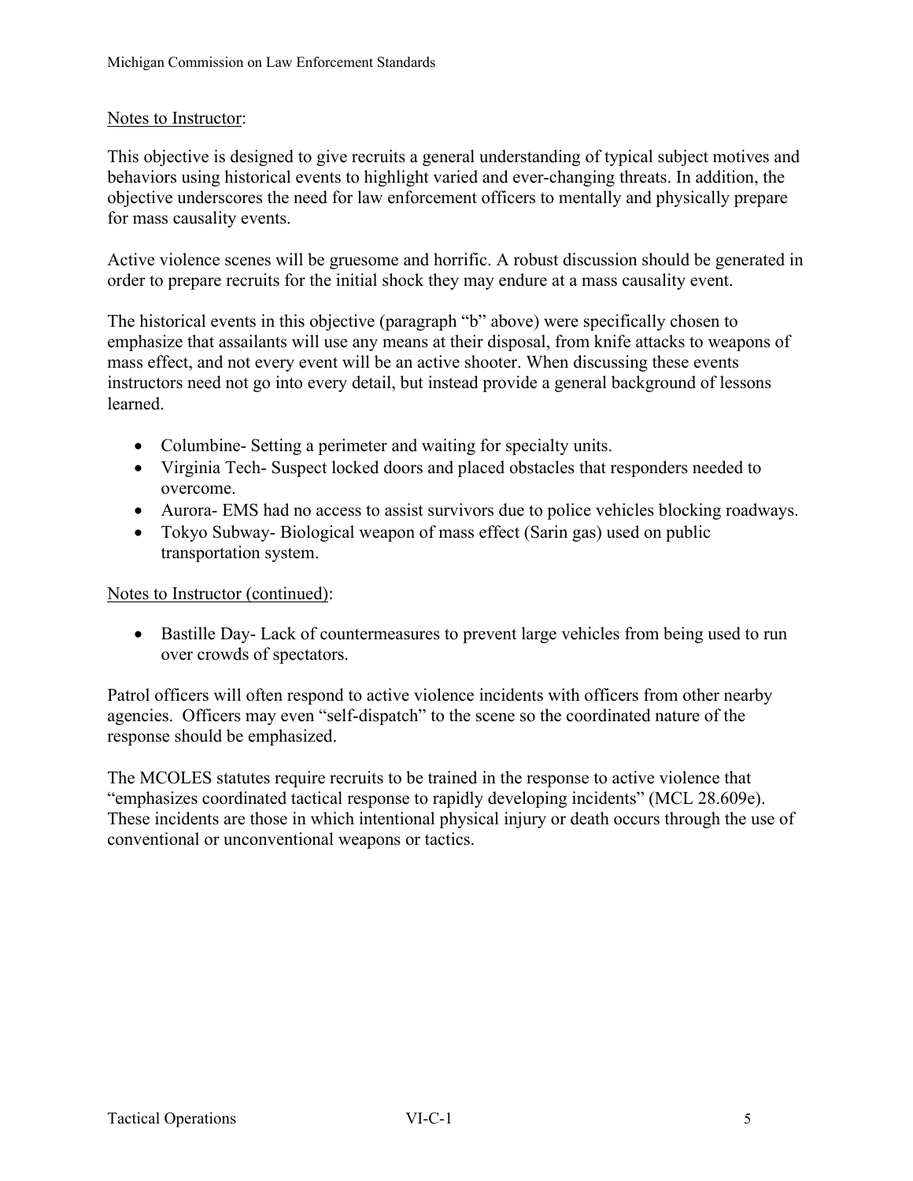Notes to Instructor:

This objective is designed to give recruits a general understanding of typical subject motives and behaviors using historical events to highlight varied and ever-changing threats. In addition, the objective underscores the need for law enforcement officers to mentally and physically prepare for mass causality events.

Active violence scenes will be gruesome and horrific. A robust discussion should be generated in order to prepare recruits for the initial shock they may endure at a mass causality event.

The historical events in this objective (paragraph “b” above) were specifically chosen to emphasize that assailants will use any means at their disposal, from knife attacks to weapons of mass effect, and not every event will be an active shooter. When discussing these events instructors need not go into every detail, but instead provide a general background of lessons learned.

- Columbine- Setting a perimeter and waiting for specialty units.
- Virginia Tech- Suspect locked doors and placed obstacles that responders needed to overcome.
- Aurora- EMS had no access to assist survivors due to police vehicles blocking roadways.
- Tokyo Subway- Biological weapon of mass effect (Sarin gas) used on public transportation system.

Notes to Instructor (continued):

- Bastille Day- Lack of countermeasures to prevent large vehicles from being used to run over crowds of spectators.

Patrol officers will often respond to active violence incidents with officers from other nearby agencies. Officers may even “self-dispatch” to the scene so the coordinated nature of the response should be emphasized.

The MCOLES statutes require recruits to be trained in the response to active violence that “emphasizes coordinated tactical response to rapidly developing incidents” (MCL 28.609e). These incidents are those in which intentional physical injury or death occurs through the use of conventional or unconventional weapons or tactics.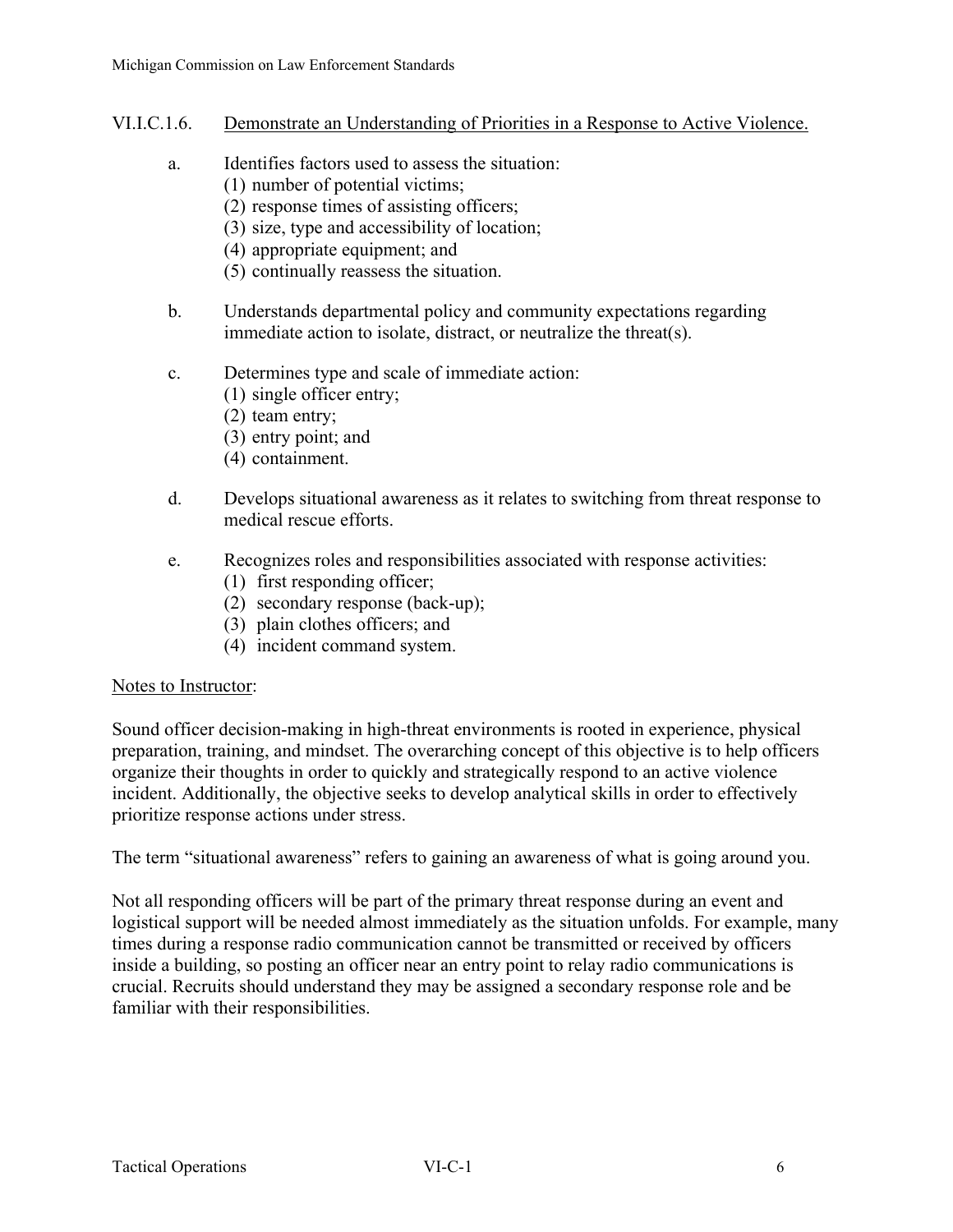## VI.I.C.1.6. Demonstrate an Understanding of Priorities in a Response to Active Violence.

a. Identifies factors used to assess the situation:
   (1) number of potential victims;
   (2) response times of assisting officers;
   (3) size, type and accessibility of location;
   (4) appropriate equipment; and
   (5) continually reassess the situation.

b. Understands departmental policy and community expectations regarding immediate action to isolate, distract, or neutralize the threat(s).

c. Determines type and scale of immediate action:
   (1) single officer entry;
   (2) team entry;
   (3) entry point; and
   (4) containment.

d. Develops situational awareness as it relates to switching from threat response to medical rescue efforts.

e. Recognizes roles and responsibilities associated with response activities:
   (1) first responding officer;
   (2) secondary response (back-up);
   (3) plain clothes officers; and
   (4) incident command system.

Notes to Instructor:

Sound officer decision-making in high-threat environments is rooted in experience, physical preparation, training, and mindset. The overarching concept of this objective is to help officers organize their thoughts in order to quickly and strategically respond to an active violence incident. Additionally, the objective seeks to develop analytical skills in order to effectively prioritize response actions under stress.

The term "situational awareness" refers to gaining an awareness of what is going around you.

Not all responding officers will be part of the primary threat response during an event and logistical support will be needed almost immediately as the situation unfolds. For example, many times during a response radio communication cannot be transmitted or received by officers inside a building, so posting an officer near an entry point to relay radio communications is crucial. Recruits should understand they may be assigned a secondary response role and be familiar with their responsibilities.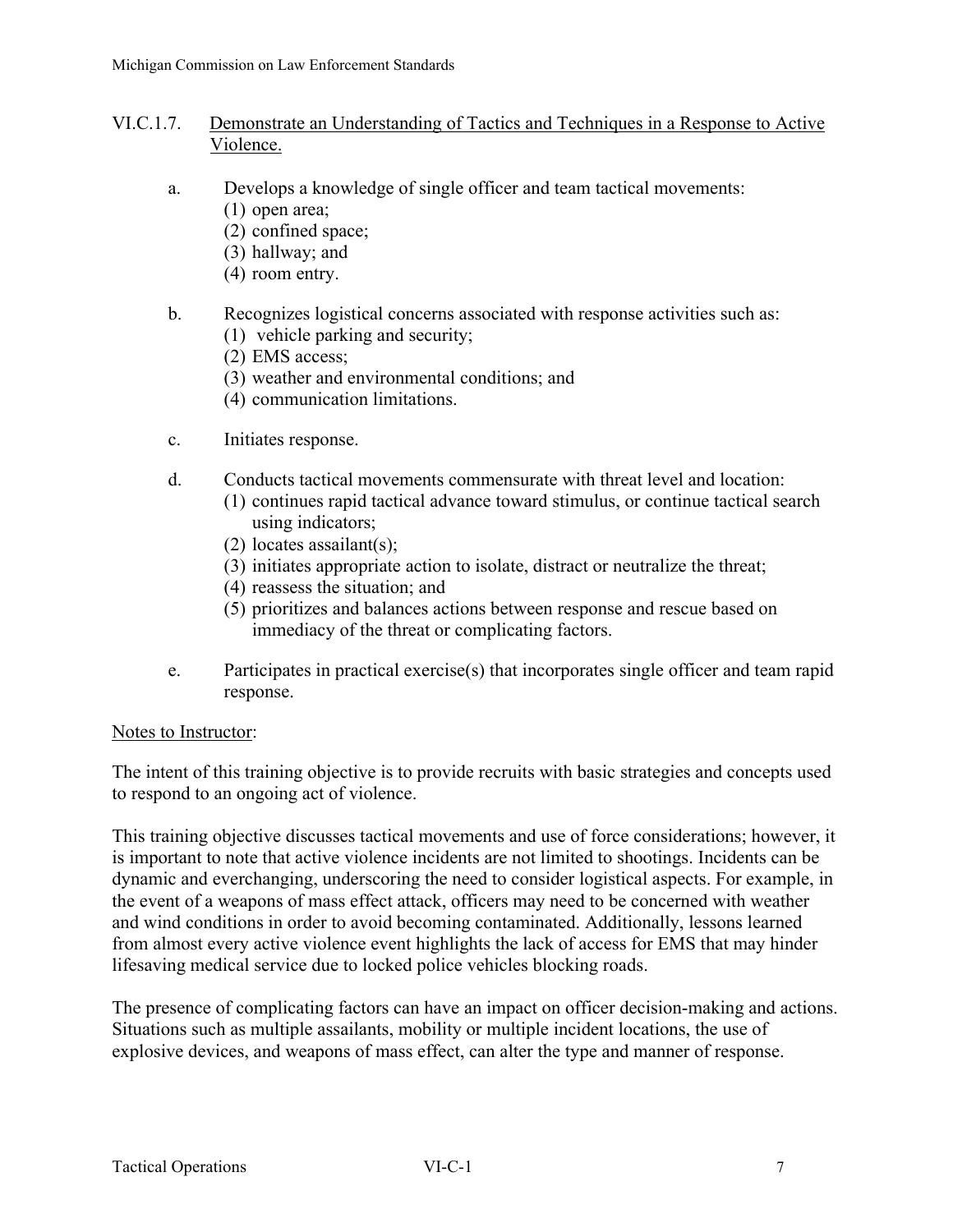### VI.C.1.7. Demonstrate an Understanding of Tactics and Techniques in a Response to Active Violence.

a. Develops a knowledge of single officer and team tactical movements:
   (1) open area;
   (2) confined space;
   (3) hallway; and
   (4) room entry.

b. Recognizes logistical concerns associated with response activities such as:
   (1) vehicle parking and security;
   (2) EMS access;
   (3) weather and environmental conditions; and
   (4) communication limitations.

c. Initiates response.

d. Conducts tactical movements commensurate with threat level and location:
   (1) continues rapid tactical advance toward stimulus, or continue tactical search using indicators;
   (2) locates assailant(s);
   (3) initiates appropriate action to isolate, distract or neutralize the threat;
   (4) reassess the situation; and
   (5) prioritizes and balances actions between response and rescue based on immediacy of the threat or complicating factors.

e. Participates in practical exercise(s) that incorporates single officer and team rapid response.

Notes to Instructor:

The intent of this training objective is to provide recruits with basic strategies and concepts used to respond to an ongoing act of violence.

This training objective discusses tactical movements and use of force considerations; however, it is important to note that active violence incidents are not limited to shootings. Incidents can be dynamic and everchanging, underscoring the need to consider logistical aspects. For example, in the event of a weapons of mass effect attack, officers may need to be concerned with weather and wind conditions in order to avoid becoming contaminated. Additionally, lessons learned from almost every active violence event highlights the lack of access for EMS that may hinder lifesaving medical service due to locked police vehicles blocking roads.

The presence of complicating factors can have an impact on officer decision-making and actions. Situations such as multiple assailants, mobility or multiple incident locations, the use of explosive devices, and weapons of mass effect, can alter the type and manner of response.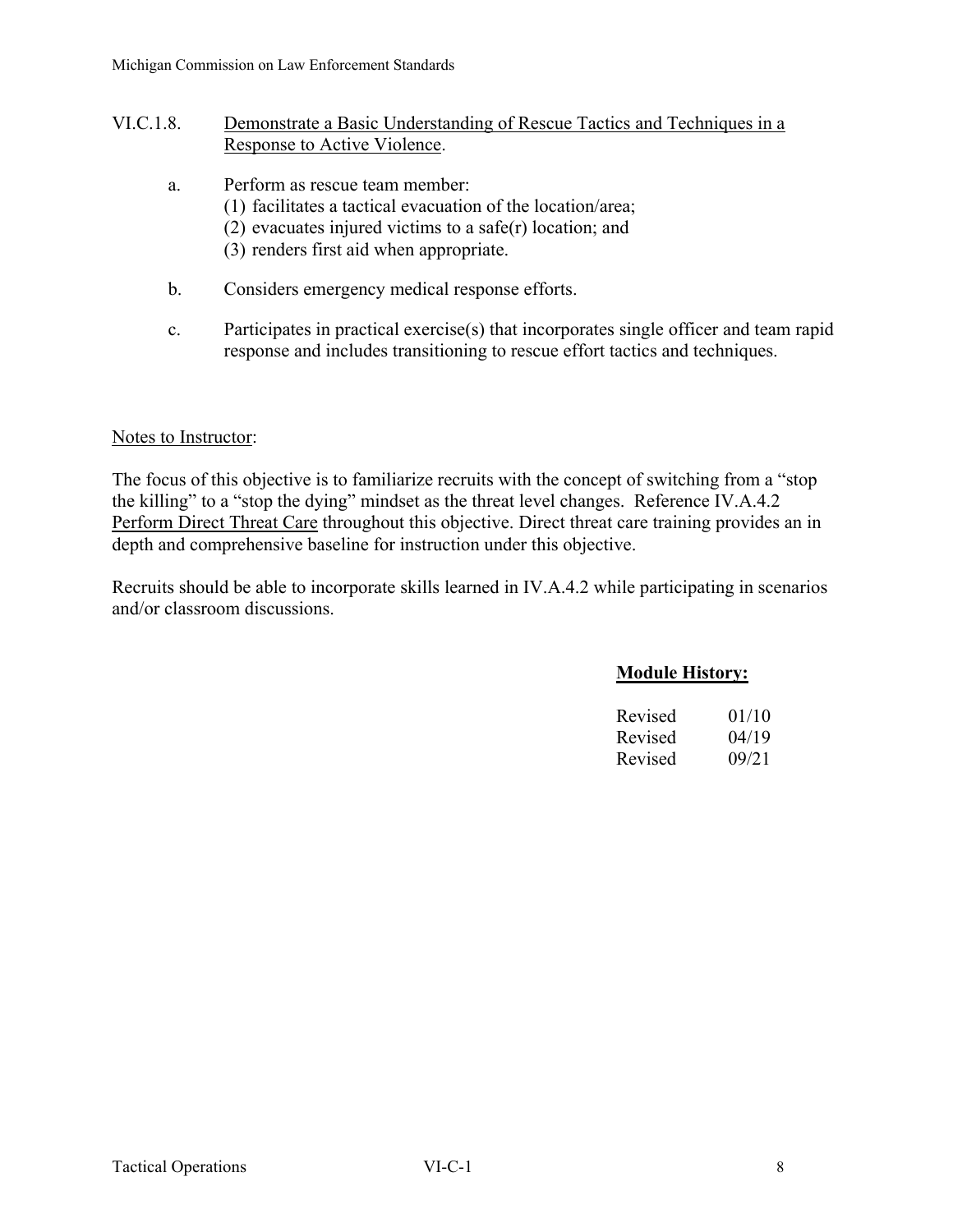VI.C.1.8. Demonstrate a Basic Understanding of Rescue Tactics and Techniques in a Response to Active Violence.

a. Perform as rescue team member:
   (1) facilitates a tactical evacuation of the location/area;
   (2) evacuates injured victims to a safe(r) location; and
   (3) renders first aid when appropriate.

b. Considers emergency medical response efforts.

c. Participates in practical exercise(s) that incorporates single officer and team rapid response and includes transitioning to rescue effort tactics and techniques.

Notes to Instructor:

The focus of this objective is to familiarize recruits with the concept of switching from a "stop the killing" to a "stop the dying" mindset as the threat level changes. Reference IV.A.4.2 Perform Direct Threat Care throughout this objective. Direct threat care training provides an in depth and comprehensive baseline for instruction under this objective.

Recruits should be able to incorporate skills learned in IV.A.4.2 while participating in scenarios and/or classroom discussions.

**Module History:**

| | |
|---|---|
| Revised | 01/10 |
| Revised | 04/19 |
| Revised | 09/21 |